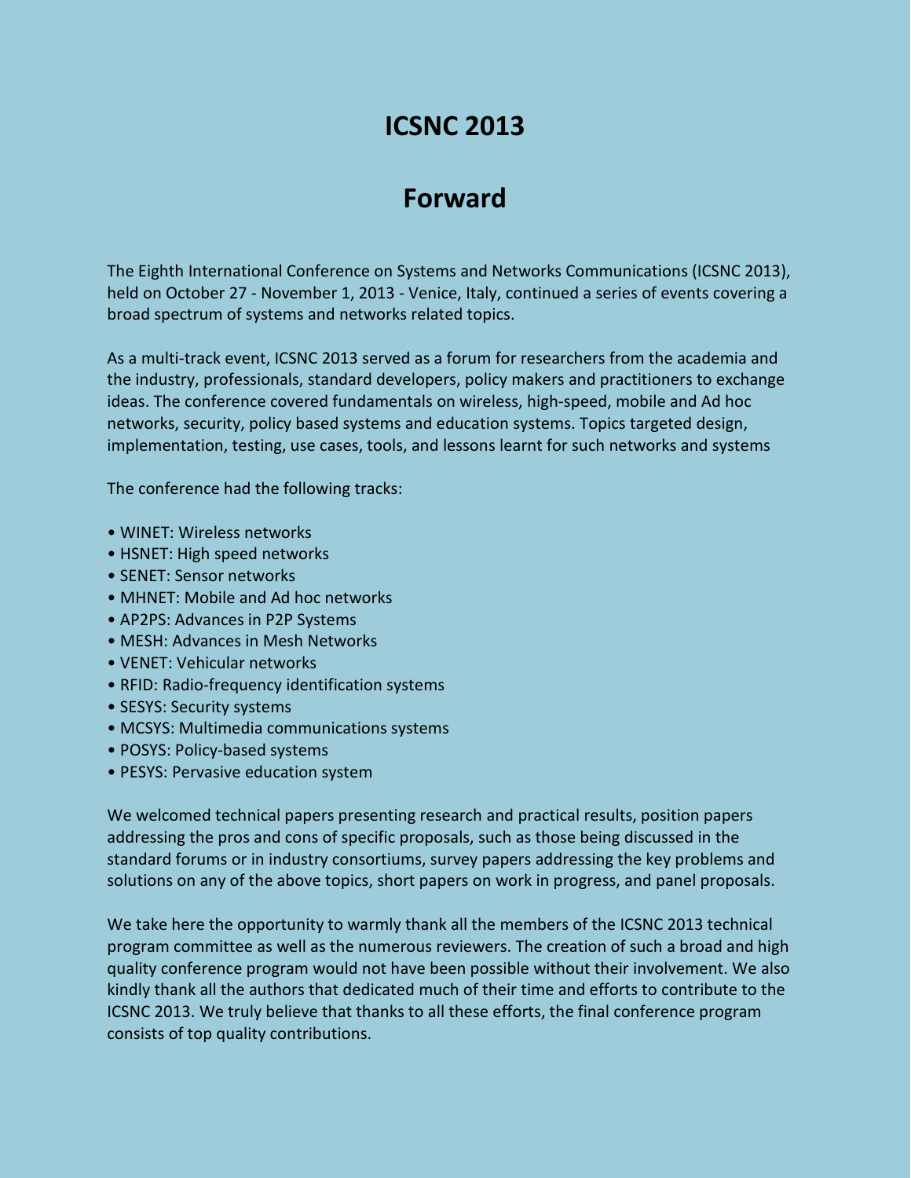# ICSNC 2013

## Forward

The Eighth International Conference on Systems and Networks Communications (ICSNC 2013), held on October 27 - November 1, 2013 - Venice, Italy, continued a series of events covering a broad spectrum of systems and networks related topics.

As a multi-track event, ICSNC 2013 served as a forum for researchers from the academia and the industry, professionals, standard developers, policy makers and practitioners to exchange ideas. The conference covered fundamentals on wireless, high-speed, mobile and Ad hoc networks, security, policy based systems and education systems. Topics targeted design, implementation, testing, use cases, tools, and lessons learnt for such networks and systems

The conference had the following tracks:

- WINET: Wireless networks
- HSNET: High speed networks
- SENET: Sensor networks
- MHNET: Mobile and Ad hoc networks
- AP2PS: Advances in P2P Systems
- MESH: Advances in Mesh Networks
- VENET: Vehicular networks
- RFID: Radio-frequency identification systems
- SESYS: Security systems
- MCSYS: Multimedia communications systems
- POSYS: Policy-based systems
- PESYS: Pervasive education system

We welcomed technical papers presenting research and practical results, position papers addressing the pros and cons of specific proposals, such as those being discussed in the standard forums or in industry consortiums, survey papers addressing the key problems and solutions on any of the above topics, short papers on work in progress, and panel proposals.

We take here the opportunity to warmly thank all the members of the ICSNC 2013 technical program committee as well as the numerous reviewers. The creation of such a broad and high quality conference program would not have been possible without their involvement. We also kindly thank all the authors that dedicated much of their time and efforts to contribute to the ICSNC 2013. We truly believe that thanks to all these efforts, the final conference program consists of top quality contributions.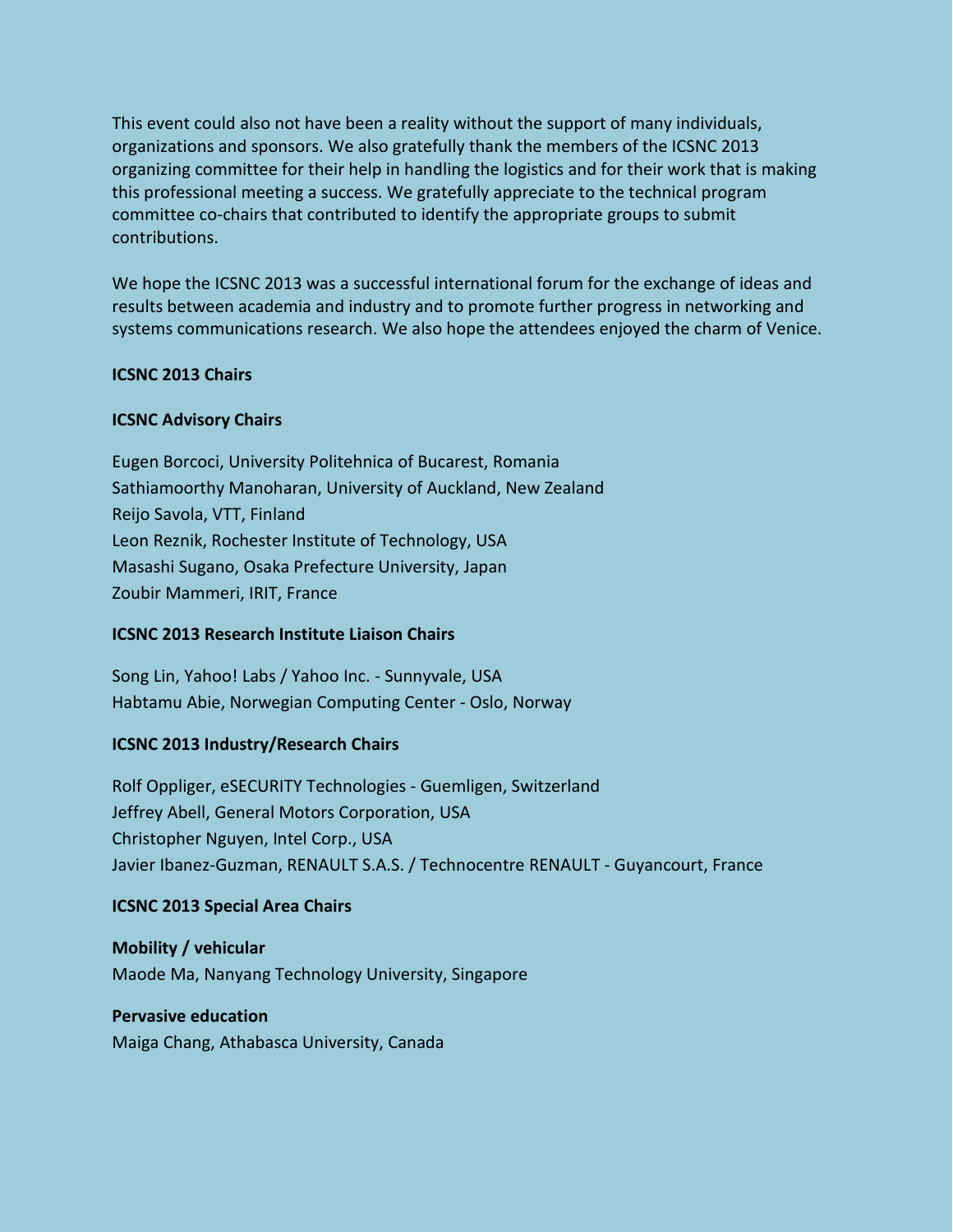This event could also not have been a reality without the support of many individuals, organizations and sponsors. We also gratefully thank the members of the ICSNC 2013 organizing committee for their help in handling the logistics and for their work that is making this professional meeting a success. We gratefully appreciate to the technical program committee co-chairs that contributed to identify the appropriate groups to submit contributions.

We hope the ICSNC 2013 was a successful international forum for the exchange of ideas and results between academia and industry and to promote further progress in networking and systems communications research. We also hope the attendees enjoyed the charm of Venice.

**ICSNC 2013 Chairs**

**ICSNC Advisory Chairs**

Eugen Borcoci, University Politehnica of Bucarest, Romania
Sathiamoorthy Manoharan, University of Auckland, New Zealand
Reijo Savola, VTT, Finland
Leon Reznik, Rochester Institute of Technology, USA
Masashi Sugano, Osaka Prefecture University, Japan
Zoubir Mammeri, IRIT, France

**ICSNC 2013 Research Institute Liaison Chairs**

Song Lin, Yahoo! Labs / Yahoo Inc. - Sunnyvale, USA
Habtamu Abie, Norwegian Computing Center - Oslo, Norway

**ICSNC 2013 Industry/Research Chairs**

Rolf Oppliger, eSECURITY Technologies - Guemligen, Switzerland
Jeffrey Abell, General Motors Corporation, USA
Christopher Nguyen, Intel Corp., USA
Javier Ibanez-Guzman, RENAULT S.A.S. / Technocentre RENAULT - Guyancourt, France

**ICSNC 2013 Special Area Chairs**

**Mobility / vehicular**
Maode Ma, Nanyang Technology University, Singapore

**Pervasive education**
Maiga Chang, Athabasca University, Canada